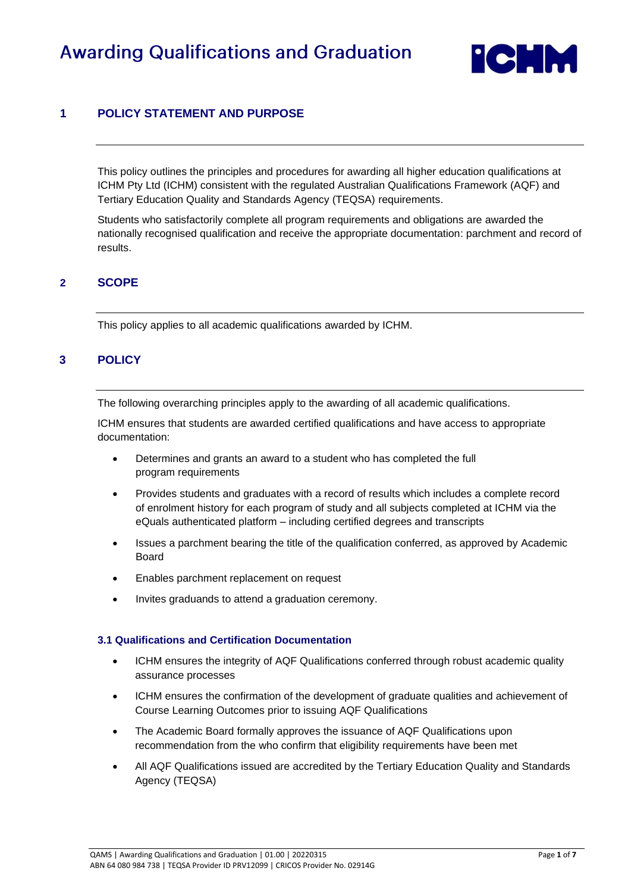# Awarding Qualifications and Graduation

## 1 POLICY STATEMENT AND PURPOSE

This policy outlines the principles and procedures for awarding all higher education qualifications at ICHM Pty Ltd (ICHM) consistent with the regulated Australian Qualifications Framework (AQF) and Tertiary Education Quality and Standards Agency (TEQSA) requirements.

Students who satisfactorily complete all program requirements and obligations are awarded the nationally recognised qualification and receive the appropriate documentation: parchment and record of results.

## 2 SCOPE

This policy applies to all academic qualifications awarded by ICHM.

## 3 POLICY

The following overarching principles apply to the awarding of all academic qualifications.

ICHM ensures that students are awarded certified qualifications and have access to appropriate documentation:

- Determines and grants an award to a student who has completed the full program requirements
- Provides students and graduates with a record of results which includes a complete record of enrolment history for each program of study and all subjects completed at ICHM via the eQuals authenticated platform – including certified degrees and transcripts
- Issues a parchment bearing the title of the qualification conferred, as approved by Academic Board
- Enables parchment replacement on request
- Invites graduands to attend a graduation ceremony.

### 3.1 Qualifications and Certification Documentation

- ICHM ensures the integrity of AQF Qualifications conferred through robust academic quality assurance processes
- ICHM ensures the confirmation of the development of graduate qualities and achievement of Course Learning Outcomes prior to issuing AQF Qualifications
- The Academic Board formally approves the issuance of AQF Qualifications upon recommendation from the who confirm that eligibility requirements have been met
- All AQF Qualifications issued are accredited by the Tertiary Education Quality and Standards Agency (TEQSA)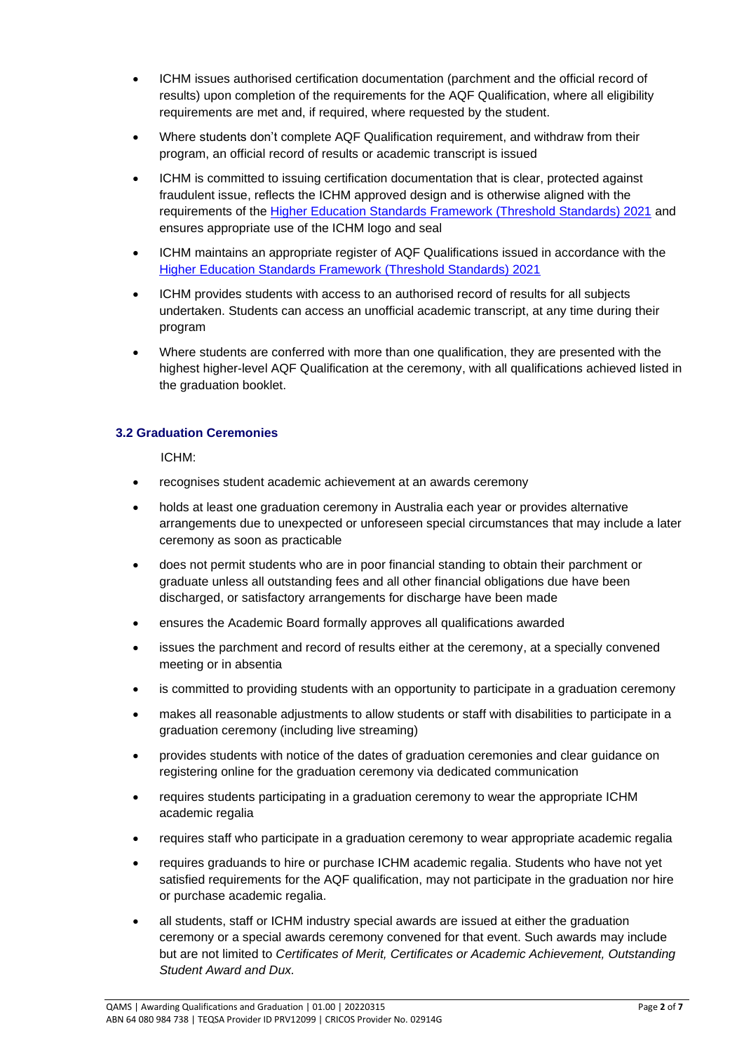- ICHM issues authorised certification documentation (parchment and the official record of results) upon completion of the requirements for the AQF Qualification, where all eligibility requirements are met and, if required, where requested by the student.
- Where students don't complete AQF Qualification requirement, and withdraw from their program, an official record of results or academic transcript is issued
- ICHM is committed to issuing certification documentation that is clear, protected against fraudulent issue, reflects the ICHM approved design and is otherwise aligned with the requirements of the Higher Education Standards Framework (Threshold Standards) 2021 and ensures appropriate use of the ICHM logo and seal
- ICHM maintains an appropriate register of AQF Qualifications issued in accordance with the Higher Education Standards Framework (Threshold Standards) 2021
- ICHM provides students with access to an authorised record of results for all subjects undertaken. Students can access an unofficial academic transcript, at any time during their program
- Where students are conferred with more than one qualification, they are presented with the highest higher-level AQF Qualification at the ceremony, with all qualifications achieved listed in the graduation booklet.

### 3.2 Graduation Ceremonies

ICHM:

- recognises student academic achievement at an awards ceremony
- holds at least one graduation ceremony in Australia each year or provides alternative arrangements due to unexpected or unforeseen special circumstances that may include a later ceremony as soon as practicable
- does not permit students who are in poor financial standing to obtain their parchment or graduate unless all outstanding fees and all other financial obligations due have been discharged, or satisfactory arrangements for discharge have been made
- ensures the Academic Board formally approves all qualifications awarded
- issues the parchment and record of results either at the ceremony, at a specially convened meeting or in absentia
- is committed to providing students with an opportunity to participate in a graduation ceremony
- makes all reasonable adjustments to allow students or staff with disabilities to participate in a graduation ceremony (including live streaming)
- provides students with notice of the dates of graduation ceremonies and clear guidance on registering online for the graduation ceremony via dedicated communication
- requires students participating in a graduation ceremony to wear the appropriate ICHM academic regalia
- requires staff who participate in a graduation ceremony to wear appropriate academic regalia
- requires graduands to hire or purchase ICHM academic regalia. Students who have not yet satisfied requirements for the AQF qualification, may not participate in the graduation nor hire or purchase academic regalia.
- all students, staff or ICHM industry special awards are issued at either the graduation ceremony or a special awards ceremony convened for that event. Such awards may include but are not limited to *Certificates of Merit, Certificates or Academic Achievement, Outstanding Student Award and Dux.*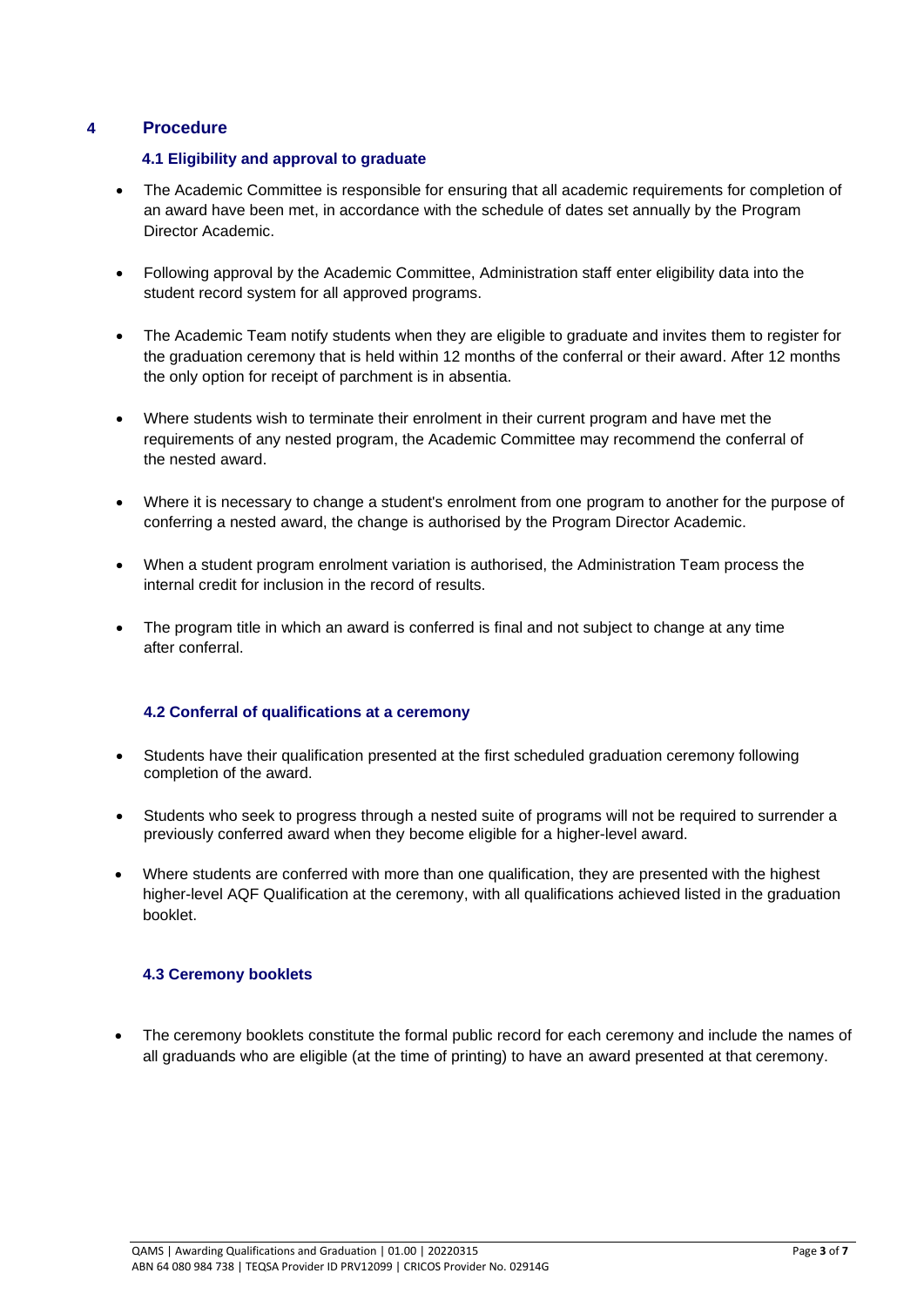# 4 Procedure

## 4.1 Eligibility and approval to graduate

- The Academic Committee is responsible for ensuring that all academic requirements for completion of an award have been met, in accordance with the schedule of dates set annually by the Program Director Academic.

- Following approval by the Academic Committee, Administration staff enter eligibility data into the student record system for all approved programs.

- The Academic Team notify students when they are eligible to graduate and invites them to register for the graduation ceremony that is held within 12 months of the conferral or their award. After 12 months the only option for receipt of parchment is in absentia.

- Where students wish to terminate their enrolment in their current program and have met the requirements of any nested program, the Academic Committee may recommend the conferral of the nested award.

- Where it is necessary to change a student's enrolment from one program to another for the purpose of conferring a nested award, the change is authorised by the Program Director Academic.

- When a student program enrolment variation is authorised, the Administration Team process the internal credit for inclusion in the record of results.

- The program title in which an award is conferred is final and not subject to change at any time after conferral.

## 4.2 Conferral of qualifications at a ceremony

- Students have their qualification presented at the first scheduled graduation ceremony following completion of the award.

- Students who seek to progress through a nested suite of programs will not be required to surrender a previously conferred award when they become eligible for a higher-level award.

- Where students are conferred with more than one qualification, they are presented with the highest higher-level AQF Qualification at the ceremony, with all qualifications achieved listed in the graduation booklet.

## 4.3 Ceremony booklets

- The ceremony booklets constitute the formal public record for each ceremony and include the names of all graduands who are eligible (at the time of printing) to have an award presented at that ceremony.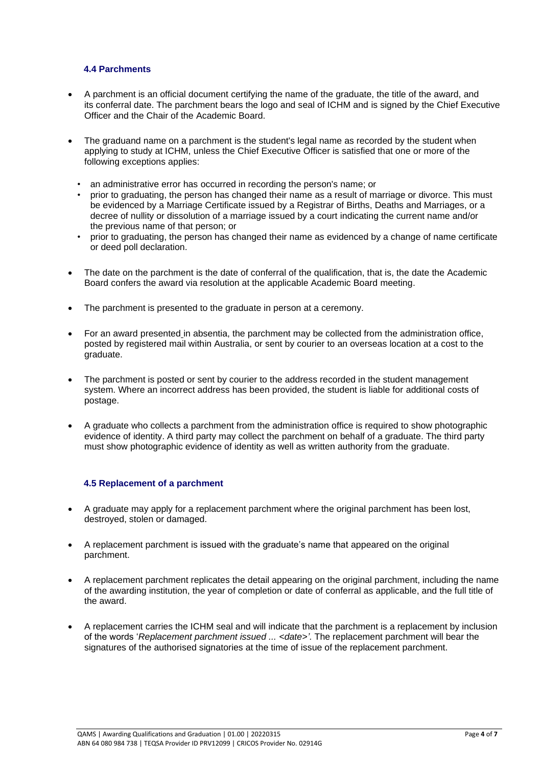### 4.4 Parchments

- A parchment is an official document certifying the name of the graduate, the title of the award, and its conferral date. The parchment bears the logo and seal of ICHM and is signed by the Chief Executive Officer and the Chair of the Academic Board.
- The graduand name on a parchment is the student's legal name as recorded by the student when applying to study at ICHM, unless the Chief Executive Officer is satisfied that one or more of the following exceptions applies:
  - an administrative error has occurred in recording the person's name; or
  - prior to graduating, the person has changed their name as a result of marriage or divorce. This must be evidenced by a Marriage Certificate issued by a Registrar of Births, Deaths and Marriages, or a decree of nullity or dissolution of a marriage issued by a court indicating the current name and/or the previous name of that person; or
  - prior to graduating, the person has changed their name as evidenced by a change of name certificate or deed poll declaration.
- The date on the parchment is the date of conferral of the qualification, that is, the date the Academic Board confers the award via resolution at the applicable Academic Board meeting.
- The parchment is presented to the graduate in person at a ceremony.
- For an award presented in absentia, the parchment may be collected from the administration office, posted by registered mail within Australia, or sent by courier to an overseas location at a cost to the graduate.
- The parchment is posted or sent by courier to the address recorded in the student management system. Where an incorrect address has been provided, the student is liable for additional costs of postage.
- A graduate who collects a parchment from the administration office is required to show photographic evidence of identity. A third party may collect the parchment on behalf of a graduate. The third party must show photographic evidence of identity as well as written authority from the graduate.

### 4.5 Replacement of a parchment

- A graduate may apply for a replacement parchment where the original parchment has been lost, destroyed, stolen or damaged.
- A replacement parchment is issued with the graduate's name that appeared on the original parchment.
- A replacement parchment replicates the detail appearing on the original parchment, including the name of the awarding institution, the year of completion or date of conferral as applicable, and the full title of the award.
- A replacement carries the ICHM seal and will indicate that the parchment is a replacement by inclusion of the words '*Replacement parchment issued ... <date>'.* The replacement parchment will bear the signatures of the authorised signatories at the time of issue of the replacement parchment.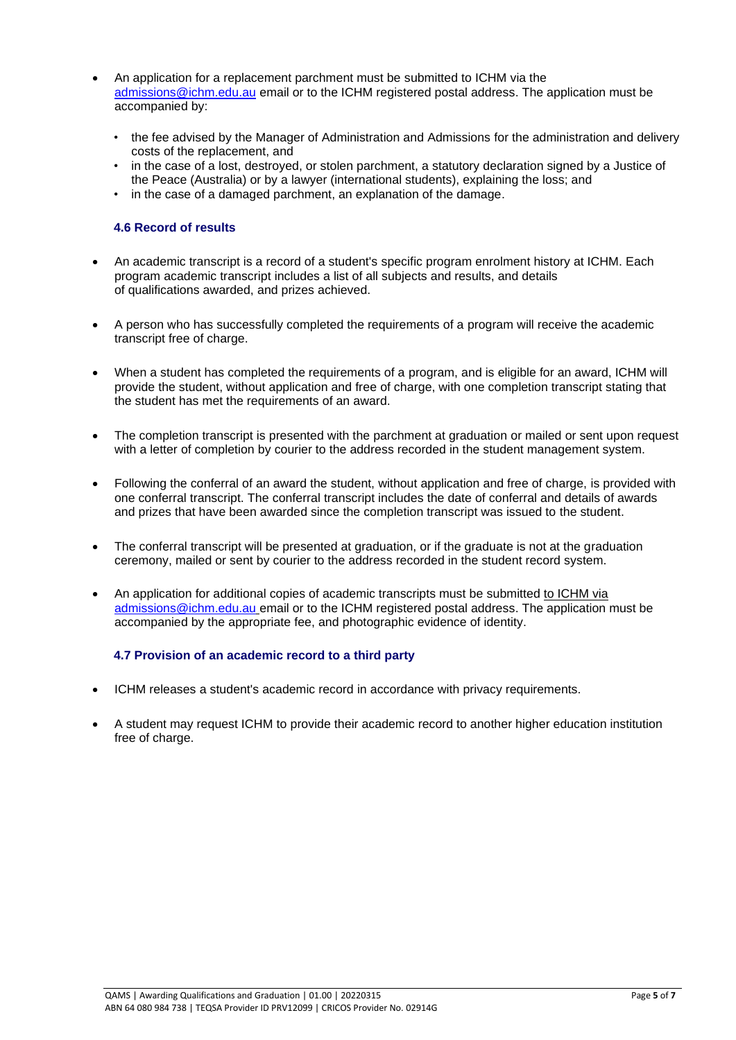- An application for a replacement parchment must be submitted to ICHM via the admissions@ichm.edu.au email or to the ICHM registered postal address. The application must be accompanied by:
  - the fee advised by the Manager of Administration and Admissions for the administration and delivery costs of the replacement, and
  - in the case of a lost, destroyed, or stolen parchment, a statutory declaration signed by a Justice of the Peace (Australia) or by a lawyer (international students), explaining the loss; and
  - in the case of a damaged parchment, an explanation of the damage.

### 4.6 Record of results

- An academic transcript is a record of a student's specific program enrolment history at ICHM. Each program academic transcript includes a list of all subjects and results, and details of qualifications awarded, and prizes achieved.

- A person who has successfully completed the requirements of a program will receive the academic transcript free of charge.

- When a student has completed the requirements of a program, and is eligible for an award, ICHM will provide the student, without application and free of charge, with one completion transcript stating that the student has met the requirements of an award.

- The completion transcript is presented with the parchment at graduation or mailed or sent upon request with a letter of completion by courier to the address recorded in the student management system.

- Following the conferral of an award the student, without application and free of charge, is provided with one conferral transcript. The conferral transcript includes the date of conferral and details of awards and prizes that have been awarded since the completion transcript was issued to the student.

- The conferral transcript will be presented at graduation, or if the graduate is not at the graduation ceremony, mailed or sent by courier to the address recorded in the student record system.

- An application for additional copies of academic transcripts must be submitted to ICHM via admissions@ichm.edu.au email or to the ICHM registered postal address. The application must be accompanied by the appropriate fee, and photographic evidence of identity.

### 4.7 Provision of an academic record to a third party

- ICHM releases a student's academic record in accordance with privacy requirements.

- A student may request ICHM to provide their academic record to another higher education institution free of charge.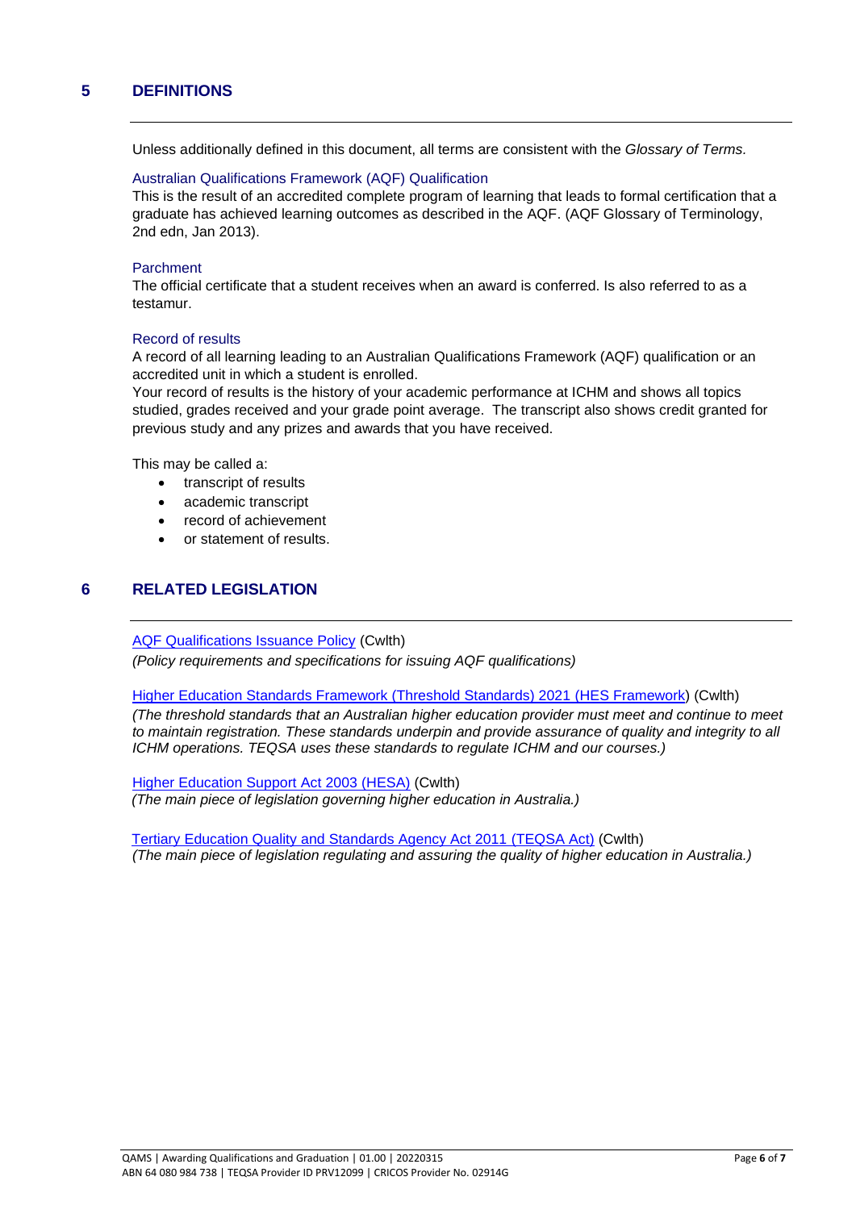## 5 DEFINITIONS

Unless additionally defined in this document, all terms are consistent with the *Glossary of Terms.*

### Australian Qualifications Framework (AQF) Qualification

This is the result of an accredited complete program of learning that leads to formal certification that a graduate has achieved learning outcomes as described in the AQF. (AQF Glossary of Terminology, 2nd edn, Jan 2013).

### Parchment

The official certificate that a student receives when an award is conferred. Is also referred to as a testamur.

### Record of results

A record of all learning leading to an Australian Qualifications Framework (AQF) qualification or an accredited unit in which a student is enrolled.

Your record of results is the history of your academic performance at ICHM and shows all topics studied, grades received and your grade point average. The transcript also shows credit granted for previous study and any prizes and awards that you have received.

This may be called a:

- transcript of results
- academic transcript
- record of achievement
- or statement of results.

## 6 RELATED LEGISLATION

AQF Qualifications Issuance Policy (Cwlth)
*(Policy requirements and specifications for issuing AQF qualifications)*

Higher Education Standards Framework (Threshold Standards) 2021 (HES Framework) (Cwlth)
*(The threshold standards that an Australian higher education provider must meet and continue to meet to maintain registration. These standards underpin and provide assurance of quality and integrity to all ICHM operations. TEQSA uses these standards to regulate ICHM and our courses.)*

Higher Education Support Act 2003 (HESA) (Cwlth)
*(The main piece of legislation governing higher education in Australia.)*

Tertiary Education Quality and Standards Agency Act 2011 (TEQSA Act) (Cwlth)
*(The main piece of legislation regulating and assuring the quality of higher education in Australia.)*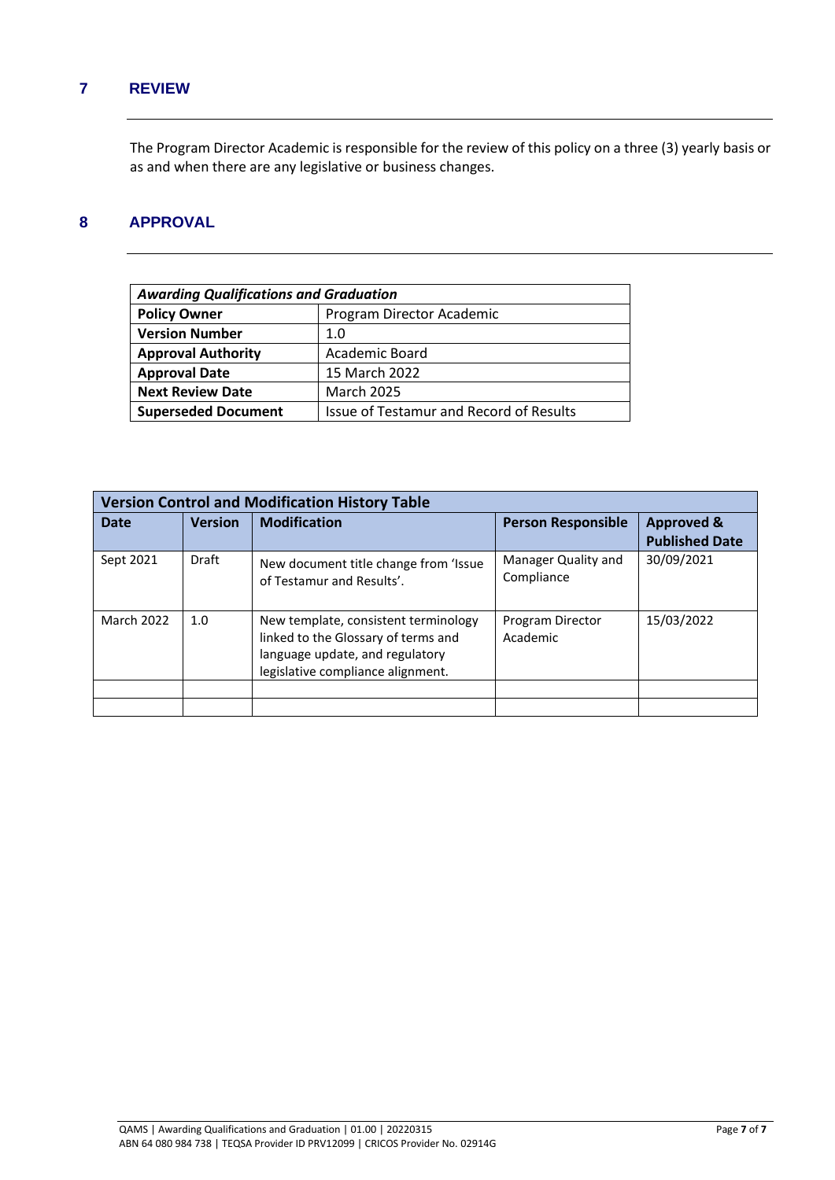## 7 REVIEW

The Program Director Academic is responsible for the review of this policy on a three (3) yearly basis or as and when there are any legislative or business changes.

## 8 APPROVAL

| ***Awarding Qualifications and Graduation*** | |
|---|---|
| **Policy Owner** | Program Director Academic |
| **Version Number** | 1.0 |
| **Approval Authority** | Academic Board |
| **Approval Date** | 15 March 2022 |
| **Next Review Date** | March 2025 |
| **Superseded Document** | Issue of Testamur and Record of Results |

| **Version Control and Modification History Table** | | | | |
|---|---|---|---|---|
| **Date** | **Version** | **Modification** | **Person Responsible** | **Approved & Published Date** |
| Sept 2021 | Draft | New document title change from 'Issue of Testamur and Results'. | Manager Quality and Compliance | 30/09/2021 |
| March 2022 | 1.0 | New template, consistent terminology linked to the Glossary of terms and language update, and regulatory legislative compliance alignment. | Program Director Academic | 15/03/2022 |
| | | | | |
| | | | | |